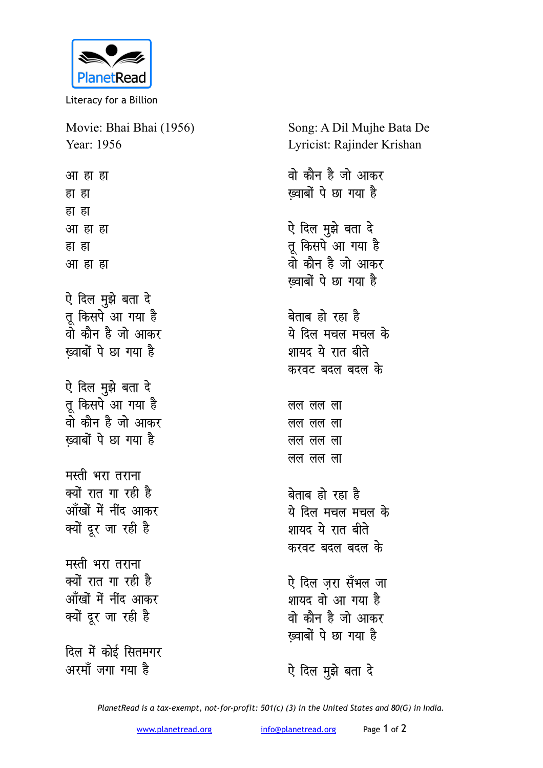PlanetRead

Literacy for a Billion

Movie: Bhai Bhai (1956)
Year: 1956

Song: A Dil Mujhe Bata De
Lyricist: Rajinder Krishan

आ हा हा
हा हा
हा हा
आ हा हा
हा हा
आ हा हा

ऐ दिल मुझे बता दे
तू किसपे आ गया है
वो कौन है जो आकर
ख़्वाबों पे छा गया है

ऐ दिल मुझे बता दे
तू किसपे आ गया है
वो कौन है जो आकर
ख़्वाबों पे छा गया है

मस्ती भरा तराना
क्यों रात गा रही है
आँखों में नींद आकर
क्यों दूर जा रही है

मस्ती भरा तराना
क्यों रात गा रही है
आँखों में नींद आकर
क्यों दूर जा रही है

दिल में कोई सितमगर
अरमाँ जगा गया है
वो कौन है जो आकर
ख़्वाबों पे छा गया है

ऐ दिल मुझे बता दे
तू किसपे आ गया है
वो कौन है जो आकर
ख़्वाबों पे छा गया है

बेताब हो रहा है
ये दिल मचल मचल के
शायद ये रात बीते
करवट बदल बदल के

लल लल ला
लल लल ला
लल लल ला
लल लल ला

बेताब हो रहा है
ये दिल मचल मचल के
शायद ये रात बीते
करवट बदल बदल के

ऐ दिल ज़रा सँभल जा
शायद वो आ गया है
वो कौन है जो आकर
ख़्वाबों पे छा गया है

ऐ दिल मुझे बता दे

*PlanetRead is a tax-exempt, not-for-profit: 501(c) (3) in the United States and 80(G) in India.*

www.planetread.org info@planetread.org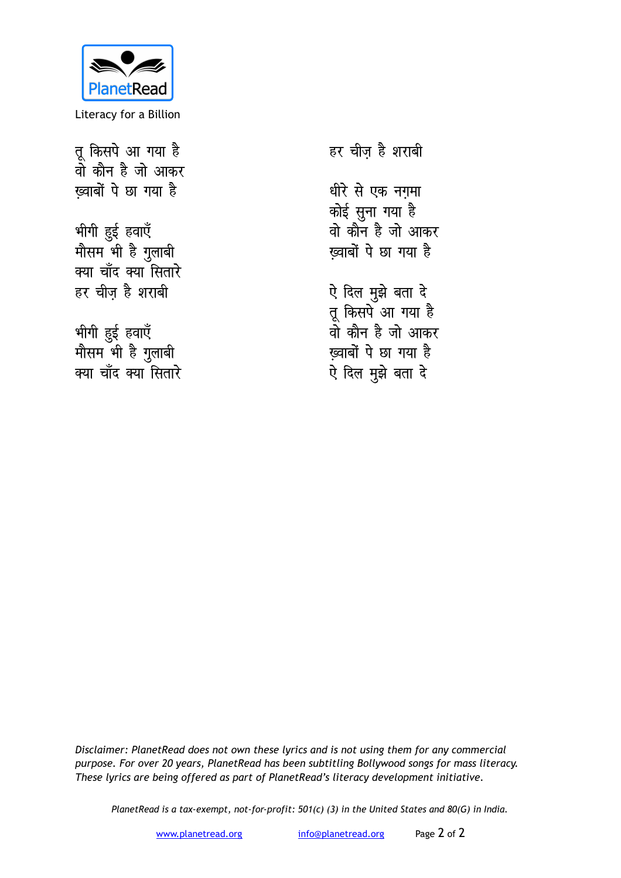PlanetRead

Literacy for a Billion

तू किसपे आ गया है
वो कौन है जो आकर
ख़्वाबों पे छा गया है

भीगी हुई हवाएँ
मौसम भी है गुलाबी
क्या चाँद क्या सितारे
हर चीज़ है शराबी

भीगी हुई हवाएँ
मौसम भी है गुलाबी
क्या चाँद क्या सितारे
हर चीज़ है शराबी

धीरे से एक नग़मा
कोई सुना गया है
वो कौन है जो आकर
ख़्वाबों पे छा गया है

ऐ दिल मुझे बता दे
तू किसपे आ गया है
वो कौन है जो आकर
ख़्वाबों पे छा गया है
ऐ दिल मुझे बता दे

*Disclaimer: PlanetRead does not own these lyrics and is not using them for any commercial purpose. For over 20 years, PlanetRead has been subtitling Bollywood songs for mass literacy. These lyrics are being offered as part of PlanetRead's literacy development initiative.*

*PlanetRead is a tax-exempt, not-for-profit: 501(c) (3) in the United States and 80(G) in India.*

www.planetread.org info@planetread.org